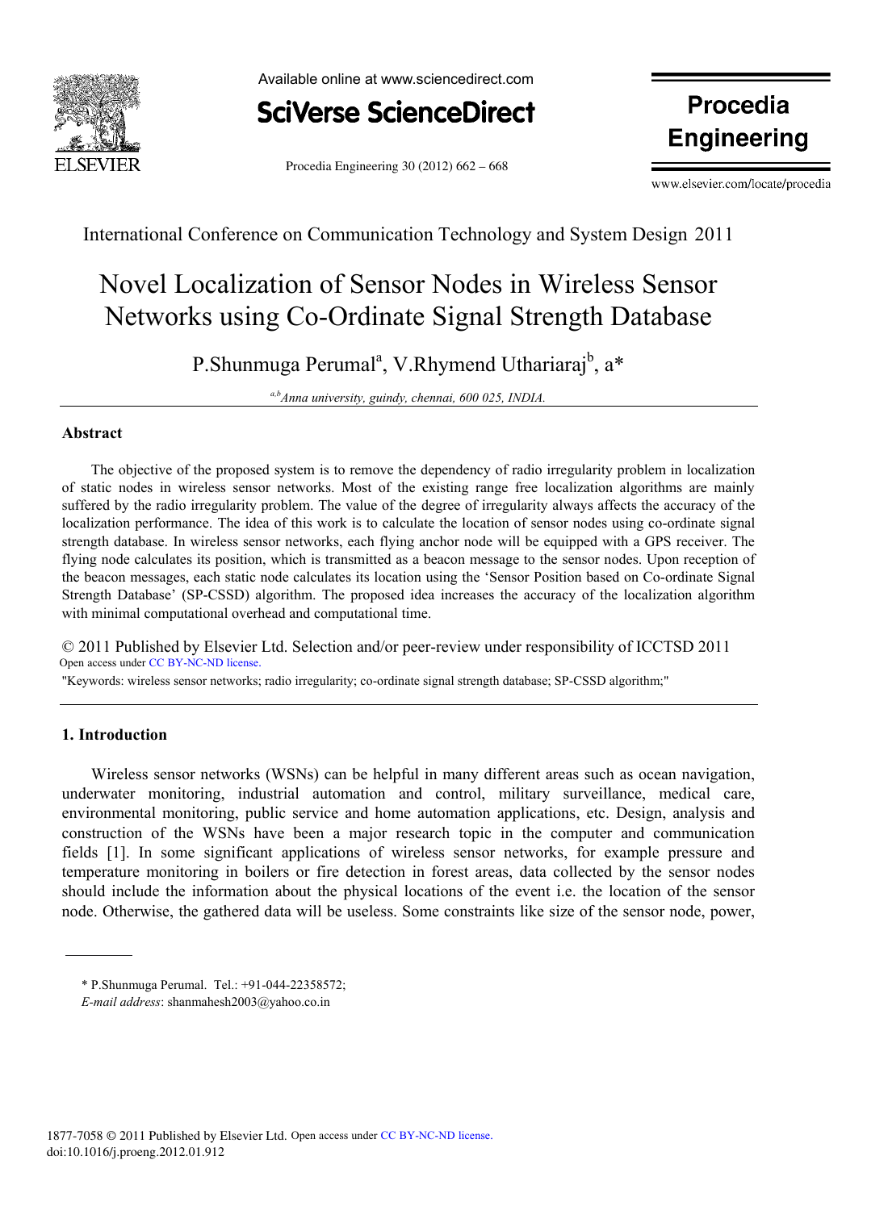International Conference on Communication Technology and System Design 2011

# Novel Localization of Sensor Nodes in Wireless Sensor Networks using Co-Ordinate Signal Strength Database

P.Shunmuga Perumal[a], V.Rhymend Uthariaraj[b], a*

[a,b]*Anna university, guindy, chennai, 600 025, INDIA.*

## Abstract

The objective of the proposed system is to remove the dependency of radio irregularity problem in localization of static nodes in wireless sensor networks. Most of the existing range free localization algorithms are mainly suffered by the radio irregularity problem. The value of the degree of irregularity always affects the accuracy of the localization performance. The idea of this work is to calculate the location of sensor nodes using co-ordinate signal strength database. In wireless sensor networks, each flying anchor node will be equipped with a GPS receiver. The flying node calculates its position, which is transmitted as a beacon message to the sensor nodes. Upon reception of the beacon messages, each static node calculates its location using the 'Sensor Position based on Co-ordinate Signal Strength Database' (SP-CSSD) algorithm. The proposed idea increases the accuracy of the localization algorithm with minimal computational overhead and computational time.

© 2011 Published by Elsevier Ltd. Selection and/or peer-review under responsibility of ICCTSD 2011
Open access under CC BY-NC-ND license.

"Keywords: wireless sensor networks; radio irregularity; co-ordinate signal strength database; SP-CSSD algorithm;"

## 1. Introduction

Wireless sensor networks (WSNs) can be helpful in many different areas such as ocean navigation, underwater monitoring, industrial automation and control, military surveillance, medical care, environmental monitoring, public service and home automation applications, etc. Design, analysis and construction of the WSNs have been a major research topic in the computer and communication fields [1]. In some significant applications of wireless sensor networks, for example pressure and temperature monitoring in boilers or fire detection in forest areas, data collected by the sensor nodes should include the information about the physical locations of the event i.e. the location of the sensor node. Otherwise, the gathered data will be useless. Some constraints like size of the sensor node, power,

\* P.Shunmuga Perumal. Tel.: +91-044-22358572;
*E-mail address*: shanmahesh2003@yahoo.co.in

1877-7058 © 2011 Published by Elsevier Ltd. Open access under CC BY-NC-ND license.
doi:10.1016/j.proeng.2012.01.912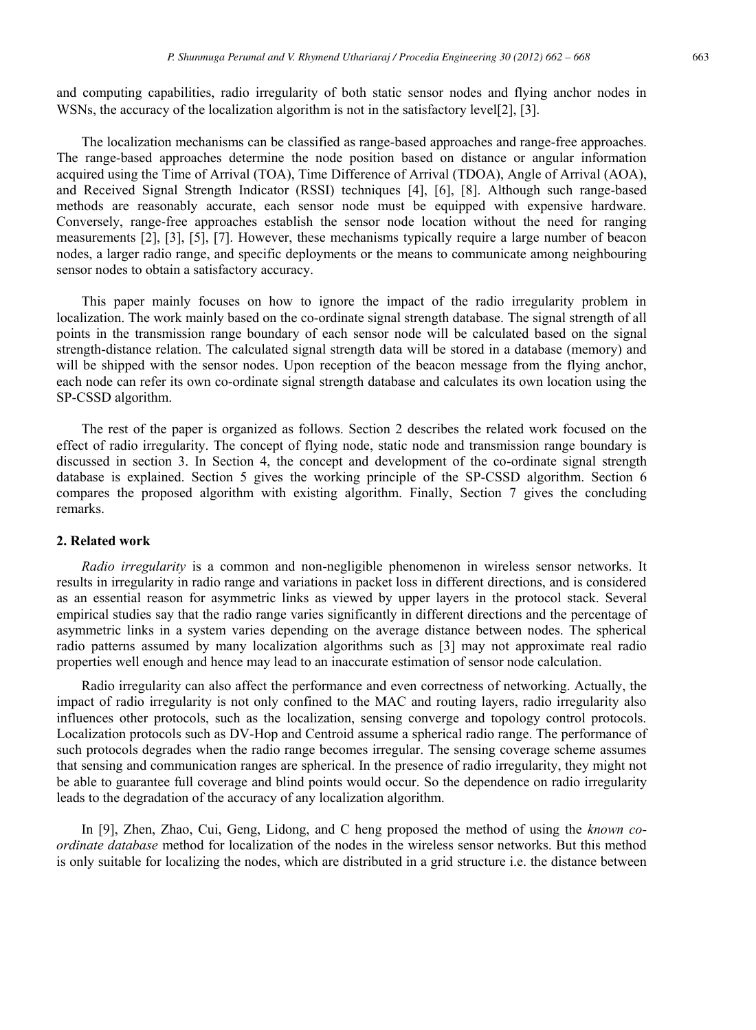and computing capabilities, radio irregularity of both static sensor nodes and flying anchor nodes in WSNs, the accuracy of the localization algorithm is not in the satisfactory level[2], [3].

The localization mechanisms can be classified as range-based approaches and range-free approaches. The range-based approaches determine the node position based on distance or angular information acquired using the Time of Arrival (TOA), Time Difference of Arrival (TDOA), Angle of Arrival (AOA), and Received Signal Strength Indicator (RSSI) techniques [4], [6], [8]. Although such range-based methods are reasonably accurate, each sensor node must be equipped with expensive hardware. Conversely, range-free approaches establish the sensor node location without the need for ranging measurements [2], [3], [5], [7]. However, these mechanisms typically require a large number of beacon nodes, a larger radio range, and specific deployments or the means to communicate among neighbouring sensor nodes to obtain a satisfactory accuracy.

This paper mainly focuses on how to ignore the impact of the radio irregularity problem in localization. The work mainly based on the co-ordinate signal strength database. The signal strength of all points in the transmission range boundary of each sensor node will be calculated based on the signal strength-distance relation. The calculated signal strength data will be stored in a database (memory) and will be shipped with the sensor nodes. Upon reception of the beacon message from the flying anchor, each node can refer its own co-ordinate signal strength database and calculates its own location using the SP-CSSD algorithm.

The rest of the paper is organized as follows. Section 2 describes the related work focused on the effect of radio irregularity. The concept of flying node, static node and transmission range boundary is discussed in section 3. In Section 4, the concept and development of the co-ordinate signal strength database is explained. Section 5 gives the working principle of the SP-CSSD algorithm. Section 6 compares the proposed algorithm with existing algorithm. Finally, Section 7 gives the concluding remarks.

## 2. Related work

*Radio irregularity* is a common and non-negligible phenomenon in wireless sensor networks. It results in irregularity in radio range and variations in packet loss in different directions, and is considered as an essential reason for asymmetric links as viewed by upper layers in the protocol stack. Several empirical studies say that the radio range varies significantly in different directions and the percentage of asymmetric links in a system varies depending on the average distance between nodes. The spherical radio patterns assumed by many localization algorithms such as [3] may not approximate real radio properties well enough and hence may lead to an inaccurate estimation of sensor node calculation.

Radio irregularity can also affect the performance and even correctness of networking. Actually, the impact of radio irregularity is not only confined to the MAC and routing layers, radio irregularity also influences other protocols, such as the localization, sensing converge and topology control protocols. Localization protocols such as DV-Hop and Centroid assume a spherical radio range. The performance of such protocols degrades when the radio range becomes irregular. The sensing coverage scheme assumes that sensing and communication ranges are spherical. In the presence of radio irregularity, they might not be able to guarantee full coverage and blind points would occur. So the dependence on radio irregularity leads to the degradation of the accuracy of any localization algorithm.

In [9], Zhen, Zhao, Cui, Geng, Lidong, and C heng proposed the method of using the *known co-ordinate database* method for localization of the nodes in the wireless sensor networks. But this method is only suitable for localizing the nodes, which are distributed in a grid structure i.e. the distance between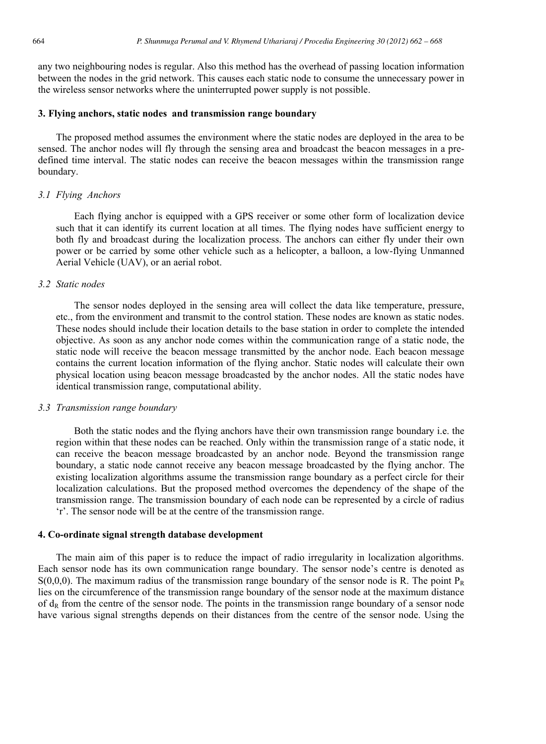any two neighbouring nodes is regular. Also this method has the overhead of passing location information between the nodes in the grid network. This causes each static node to consume the unnecessary power in the wireless sensor networks where the uninterrupted power supply is not possible.

## 3. Flying anchors, static nodes and transmission range boundary

The proposed method assumes the environment where the static nodes are deployed in the area to be sensed. The anchor nodes will fly through the sensing area and broadcast the beacon messages in a pre-defined time interval. The static nodes can receive the beacon messages within the transmission range boundary.

### *3.1 Flying Anchors*

Each flying anchor is equipped with a GPS receiver or some other form of localization device such that it can identify its current location at all times. The flying nodes have sufficient energy to both fly and broadcast during the localization process. The anchors can either fly under their own power or be carried by some other vehicle such as a helicopter, a balloon, a low-flying Unmanned Aerial Vehicle (UAV), or an aerial robot.

### *3.2 Static nodes*

The sensor nodes deployed in the sensing area will collect the data like temperature, pressure, etc., from the environment and transmit to the control station. These nodes are known as static nodes. These nodes should include their location details to the base station in order to complete the intended objective. As soon as any anchor node comes within the communication range of a static node, the static node will receive the beacon message transmitted by the anchor node. Each beacon message contains the current location information of the flying anchor. Static nodes will calculate their own physical location using beacon message broadcasted by the anchor nodes. All the static nodes have identical transmission range, computational ability.

### *3.3 Transmission range boundary*

Both the static nodes and the flying anchors have their own transmission range boundary i.e. the region within that these nodes can be reached. Only within the transmission range of a static node, it can receive the beacon message broadcasted by an anchor node. Beyond the transmission range boundary, a static node cannot receive any beacon message broadcasted by the flying anchor. The existing localization algorithms assume the transmission range boundary as a perfect circle for their localization calculations. But the proposed method overcomes the dependency of the shape of the transmission range. The transmission boundary of each node can be represented by a circle of radius 'r'. The sensor node will be at the centre of the transmission range.

## 4. Co-ordinate signal strength database development

The main aim of this paper is to reduce the impact of radio irregularity in localization algorithms. Each sensor node has its own communication range boundary. The sensor node's centre is denoted as $S(0,0,0)$. The maximum radius of the transmission range boundary of the sensor node is R. The point $P_R$ lies on the circumference of the transmission range boundary of the sensor node at the maximum distance of $d_R$ from the centre of the sensor node. The points in the transmission range boundary of a sensor node have various signal strengths depends on their distances from the centre of the sensor node. Using the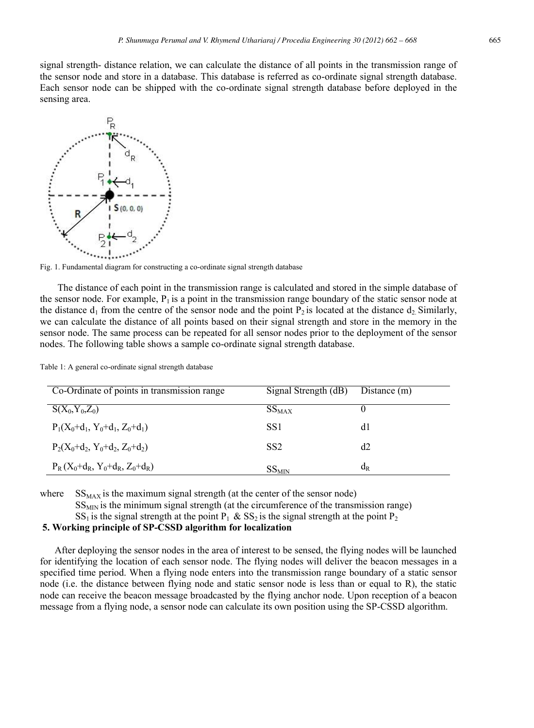signal strength- distance relation, we can calculate the distance of all points in the transmission range of the sensor node and store in a database. This database is referred as co-ordinate signal strength database. Each sensor node can be shipped with the co-ordinate signal strength database before deployed in the sensing area.

Fig. 1. Fundamental diagram for constructing a co-ordinate signal strength database

The distance of each point in the transmission range is calculated and stored in the simple database of the sensor node. For example, $P_1$ is a point in the transmission range boundary of the static sensor node at the distance $d_1$ from the centre of the sensor node and the point $P_2$ is located at the distance $d_2$. Similarly, we can calculate the distance of all points based on their signal strength and store in the memory in the sensor node. The same process can be repeated for all sensor nodes prior to the deployment of the sensor nodes. The following table shows a sample co-ordinate signal strength database.

Table 1: A general co-ordinate signal strength database

| Co-Ordinate of points in transmission range | Signal Strength (dB) | Distance (m) |
|---|---|---|
| $S(X_0,Y_0,Z_0)$ | $SS_{MAX}$ | 0 |
| $P_1(X_0+d_1, Y_0+d_1, Z_0+d_1)$ | SS1 | d1 |
| $P_2(X_0+d_2, Y_0+d_2, Z_0+d_2)$ | SS2 | d2 |
| $P_R(X_0+d_R, Y_0+d_R, Z_0+d_R)$ | $SS_{MIN}$ | $d_R$ |

where $SS_{MAX}$ is the maximum signal strength (at the center of the sensor node)
$SS_{MIN}$ is the minimum signal strength (at the circumference of the transmission range)
$SS_1$ is the signal strength at the point $P_1$ & $SS_2$ is the signal strength at the point $P_2$

## 5. Working principle of SP-CSSD algorithm for localization

After deploying the sensor nodes in the area of interest to be sensed, the flying nodes will be launched for identifying the location of each sensor node. The flying nodes will deliver the beacon messages in a specified time period. When a flying node enters into the transmission range boundary of a static sensor node (i.e. the distance between flying node and static sensor node is less than or equal to R), the static node can receive the beacon message broadcasted by the flying anchor node. Upon reception of a beacon message from a flying node, a sensor node can calculate its own position using the SP-CSSD algorithm.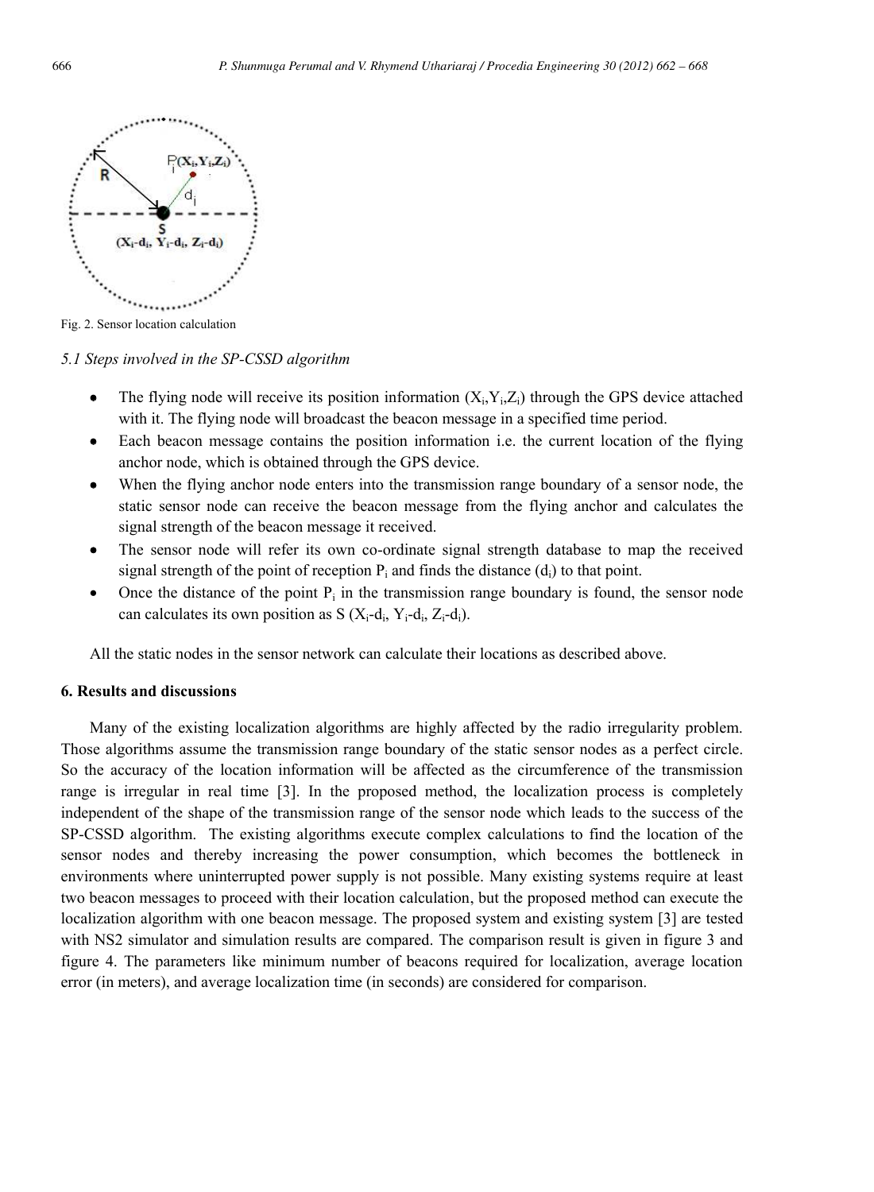Fig. 2. Sensor location calculation

### *5.1 Steps involved in the SP-CSSD algorithm*

- The flying node will receive its position information ($X_i$,$Y_i$,$Z_i$) through the GPS device attached with it. The flying node will broadcast the beacon message in a specified time period.
- Each beacon message contains the position information i.e. the current location of the flying anchor node, which is obtained through the GPS device.
- When the flying anchor node enters into the transmission range boundary of a sensor node, the static sensor node can receive the beacon message from the flying anchor and calculates the signal strength of the beacon message it received.
- The sensor node will refer its own co-ordinate signal strength database to map the received signal strength of the point of reception $P_i$ and finds the distance ($d_i$) to that point.
- Once the distance of the point $P_i$ in the transmission range boundary is found, the sensor node can calculates its own position as S ($X_i$-$d_i$, $Y_i$-$d_i$, $Z_i$-$d_i$).

All the static nodes in the sensor network can calculate their locations as described above.

## 6. Results and discussions

Many of the existing localization algorithms are highly affected by the radio irregularity problem. Those algorithms assume the transmission range boundary of the static sensor nodes as a perfect circle. So the accuracy of the location information will be affected as the circumference of the transmission range is irregular in real time [3]. In the proposed method, the localization process is completely independent of the shape of the transmission range of the sensor node which leads to the success of the SP-CSSD algorithm. The existing algorithms execute complex calculations to find the location of the sensor nodes and thereby increasing the power consumption, which becomes the bottleneck in environments where uninterrupted power supply is not possible. Many existing systems require at least two beacon messages to proceed with their location calculation, but the proposed method can execute the localization algorithm with one beacon message. The proposed system and existing system [3] are tested with NS2 simulator and simulation results are compared. The comparison result is given in figure 3 and figure 4. The parameters like minimum number of beacons required for localization, average location error (in meters), and average localization time (in seconds) are considered for comparison.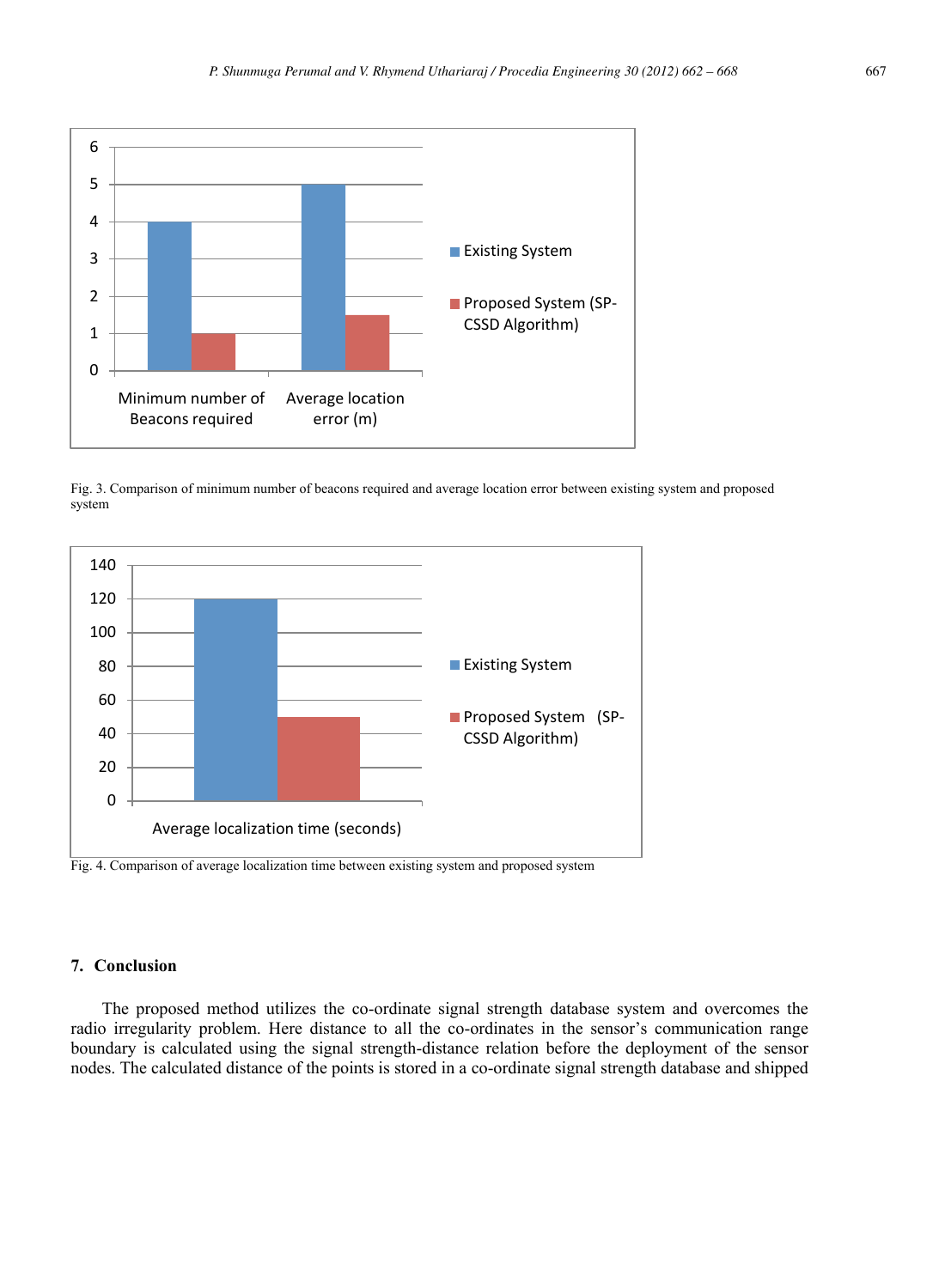Fig. 3. Comparison of minimum number of beacons required and average location error between existing system and proposed system

Fig. 4. Comparison of average localization time between existing system and proposed system

## 7. Conclusion

The proposed method utilizes the co-ordinate signal strength database system and overcomes the radio irregularity problem. Here distance to all the co-ordinates in the sensor's communication range boundary is calculated using the signal strength-distance relation before the deployment of the sensor nodes. The calculated distance of the points is stored in a co-ordinate signal strength database and shipped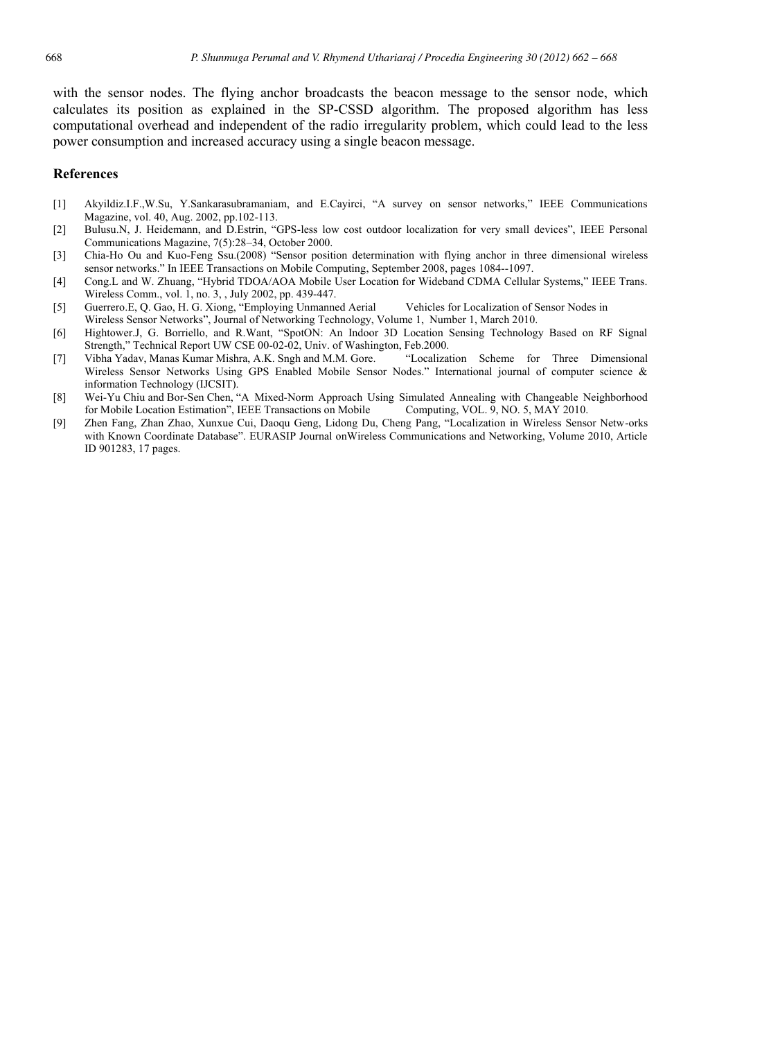with the sensor nodes. The flying anchor broadcasts the beacon message to the sensor node, which calculates its position as explained in the SP-CSSD algorithm. The proposed algorithm has less computational overhead and independent of the radio irregularity problem, which could lead to the less power consumption and increased accuracy using a single beacon message.

## References

[1] Akyildiz.I.F.,W.Su, Y.Sankarasubramaniam, and E.Cayirci, "A survey on sensor networks," IEEE Communications Magazine, vol. 40, Aug. 2002, pp.102-113.

[2] Bulusu.N, J. Heidemann, and D.Estrin, "GPS-less low cost outdoor localization for very small devices", IEEE Personal Communications Magazine, 7(5):28–34, October 2000.

[3] Chia-Ho Ou and Kuo-Feng Ssu.(2008) "Sensor position determination with flying anchor in three dimensional wireless sensor networks." In IEEE Transactions on Mobile Computing, September 2008, pages 1084--1097.

[4] Cong.L and W. Zhuang, "Hybrid TDOA/AOA Mobile User Location for Wideband CDMA Cellular Systems," IEEE Trans. Wireless Comm., vol. 1, no. 3, , July 2002, pp. 439-447.

[5] Guerrero.E, Q. Gao, H. G. Xiong, "Employing Unmanned Aerial Vehicles for Localization of Sensor Nodes in Wireless Sensor Networks", Journal of Networking Technology, Volume 1, Number 1, March 2010.

[6] Hightower.J, G. Borriello, and R.Want, "SpotON: An Indoor 3D Location Sensing Technology Based on RF Signal Strength," Technical Report UW CSE 00-02-02, Univ. of Washington, Feb.2000.

[7] Vibha Yadav, Manas Kumar Mishra, A.K. Sngh and M.M. Gore. "Localization Scheme for Three Dimensional Wireless Sensor Networks Using GPS Enabled Mobile Sensor Nodes." International journal of computer science & information Technology (IJCSIT).

[8] Wei-Yu Chiu and Bor-Sen Chen, "A Mixed-Norm Approach Using Simulated Annealing with Changeable Neighborhood for Mobile Location Estimation", IEEE Transactions on Mobile Computing, VOL. 9, NO. 5, MAY 2010.

[9] Zhen Fang, Zhan Zhao, Xunxue Cui, Daoqu Geng, Lidong Du, Cheng Pang, "Localization in Wireless Sensor Netw-orks with Known Coordinate Database". EURASIP Journal onWireless Communications and Networking, Volume 2010, Article ID 901283, 17 pages.